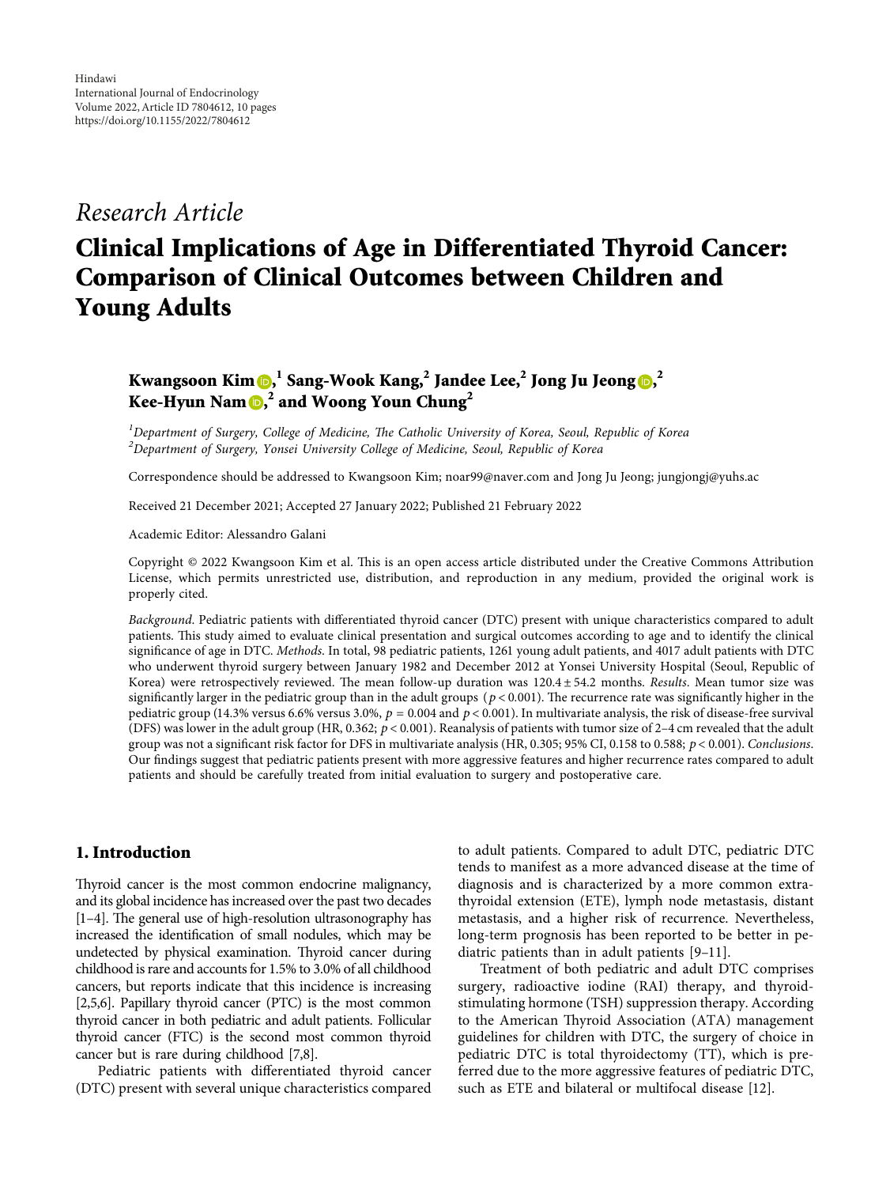Hindawi
International Journal of Endocrinology
Volume 2022, Article ID 7804612, 10 pages
https://doi.org/10.1155/2022/7804612

*Research Article*

# Clinical Implications of Age in Differentiated Thyroid Cancer: Comparison of Clinical Outcomes between Children and Young Adults

**Kwangsoon Kim,[1] Sang-Wook Kang,[2] Jandee Lee,[2] Jong Ju Jeong,[2] Kee-Hyun Nam,[2] and Woong Youn Chung[2]**

[1]*Department of Surgery, College of Medicine, The Catholic University of Korea, Seoul, Republic of Korea*
[2]*Department of Surgery, Yonsei University College of Medicine, Seoul, Republic of Korea*

Correspondence should be addressed to Kwangsoon Kim; noar99@naver.com and Jong Ju Jeong; jungjongj@yuhs.ac

Received 21 December 2021; Accepted 27 January 2022; Published 21 February 2022

Academic Editor: Alessandro Galani

Copyright © 2022 Kwangsoon Kim et al. This is an open access article distributed under the Creative Commons Attribution License, which permits unrestricted use, distribution, and reproduction in any medium, provided the original work is properly cited.

*Background*. Pediatric patients with differentiated thyroid cancer (DTC) present with unique characteristics compared to adult patients. This study aimed to evaluate clinical presentation and surgical outcomes according to age and to identify the clinical significance of age in DTC. *Methods*. In total, 98 pediatric patients, 1261 young adult patients, and 4017 adult patients with DTC who underwent thyroid surgery between January 1982 and December 2012 at Yonsei University Hospital (Seoul, Republic of Korea) were retrospectively reviewed. The mean follow-up duration was $120.4 \pm 54.2$ months. *Results*. Mean tumor size was significantly larger in the pediatric group than in the adult groups ($p < 0.001$). The recurrence rate was significantly higher in the pediatric group (14.3% versus 6.6% versus 3.0%, $p = 0.004$ and $p < 0.001$). In multivariate analysis, the risk of disease-free survival (DFS) was lower in the adult group (HR, 0.362; $p < 0.001$). Reanalysis of patients with tumor size of 2–4 cm revealed that the adult group was not a significant risk factor for DFS in multivariate analysis (HR, 0.305; 95% CI, 0.158 to 0.588; $p < 0.001$). *Conclusions*. Our findings suggest that pediatric patients present with more aggressive features and higher recurrence rates compared to adult patients and should be carefully treated from initial evaluation to surgery and postoperative care.

## 1. Introduction

Thyroid cancer is the most common endocrine malignancy, and its global incidence has increased over the past two decades [1–4]. The general use of high-resolution ultrasonography has increased the identification of small nodules, which may be undetected by physical examination. Thyroid cancer during childhood is rare and accounts for 1.5% to 3.0% of all childhood cancers, but reports indicate that this incidence is increasing [2,5,6]. Papillary thyroid cancer (PTC) is the most common thyroid cancer in both pediatric and adult patients. Follicular thyroid cancer (FTC) is the second most common thyroid cancer but is rare during childhood [7,8].

Pediatric patients with differentiated thyroid cancer (DTC) present with several unique characteristics compared to adult patients. Compared to adult DTC, pediatric DTC tends to manifest as a more advanced disease at the time of diagnosis and is characterized by a more common extrathyroidal extension (ETE), lymph node metastasis, distant metastasis, and a higher risk of recurrence. Nevertheless, long-term prognosis has been reported to be better in pediatric patients than in adult patients [9–11].

Treatment of both pediatric and adult DTC comprises surgery, radioactive iodine (RAI) therapy, and thyroid-stimulating hormone (TSH) suppression therapy. According to the American Thyroid Association (ATA) management guidelines for children with DTC, the surgery of choice in pediatric DTC is total thyroidectomy (TT), which is preferred due to the more aggressive features of pediatric DTC, such as ETE and bilateral or multifocal disease [12].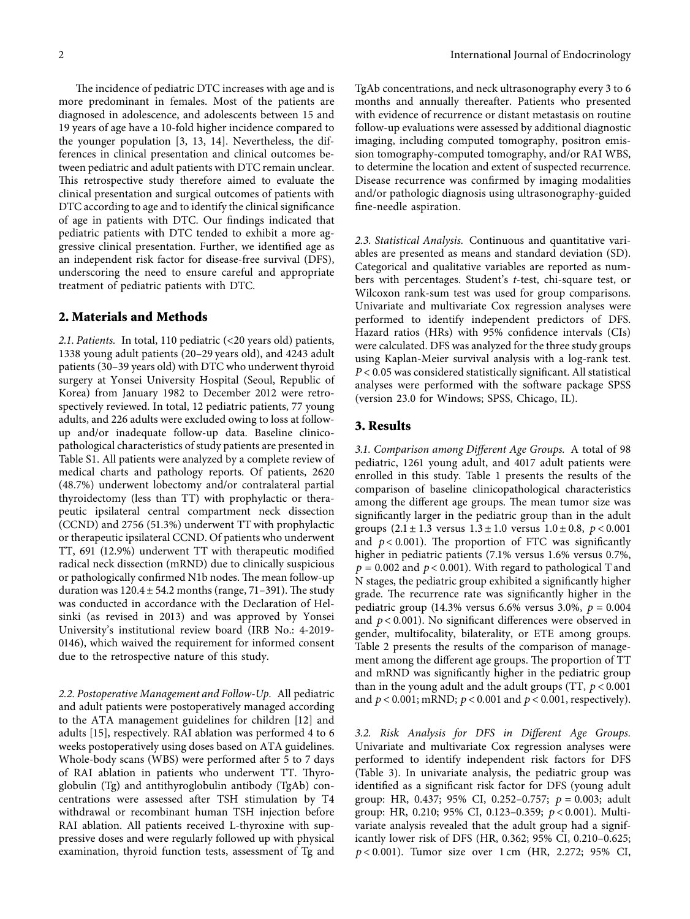The incidence of pediatric DTC increases with age and is more predominant in females. Most of the patients are diagnosed in adolescence, and adolescents between 15 and 19 years of age have a 10-fold higher incidence compared to the younger population [3, 13, 14]. Nevertheless, the differences in clinical presentation and clinical outcomes between pediatric and adult patients with DTC remain unclear. This retrospective study therefore aimed to evaluate the clinical presentation and surgical outcomes of patients with DTC according to age and to identify the clinical significance of age in patients with DTC. Our findings indicated that pediatric patients with DTC tended to exhibit a more aggressive clinical presentation. Further, we identified age as an independent risk factor for disease-free survival (DFS), underscoring the need to ensure careful and appropriate treatment of pediatric patients with DTC.

## 2. Materials and Methods

*2.1. Patients.* In total, 110 pediatric (<20 years old) patients, 1338 young adult patients (20–29 years old), and 4243 adult patients (30–39 years old) with DTC who underwent thyroid surgery at Yonsei University Hospital (Seoul, Republic of Korea) from January 1982 to December 2012 were retrospectively reviewed. In total, 12 pediatric patients, 77 young adults, and 226 adults were excluded owing to loss at follow-up and/or inadequate follow-up data. Baseline clinicopathological characteristics of study patients are presented in Table S1. All patients were analyzed by a complete review of medical charts and pathology reports. Of patients, 2620 (48.7%) underwent lobectomy and/or contralateral partial thyroidectomy (less than TT) with prophylactic or therapeutic ipsilateral central compartment neck dissection (CCND) and 2756 (51.3%) underwent TT with prophylactic or therapeutic ipsilateral CCND. Of patients who underwent TT, 691 (12.9%) underwent TT with therapeutic modified radical neck dissection (mRND) due to clinically suspicious or pathologically confirmed N1b nodes. The mean follow-up duration was $120.4 \pm 54.2$ months (range, 71–391). The study was conducted in accordance with the Declaration of Helsinki (as revised in 2013) and was approved by Yonsei University's institutional review board (IRB No.: 4-2019-0146), which waived the requirement for informed consent due to the retrospective nature of this study.

*2.2. Postoperative Management and Follow-Up.* All pediatric and adult patients were postoperatively managed according to the ATA management guidelines for children [12] and adults [15], respectively. RAI ablation was performed 4 to 6 weeks postoperatively using doses based on ATA guidelines. Whole-body scans (WBS) were performed after 5 to 7 days of RAI ablation in patients who underwent TT. Thyroglobulin (Tg) and antithyroglobulin antibody (TgAb) concentrations were assessed after TSH stimulation by T4 withdrawal or recombinant human TSH injection before RAI ablation. All patients received L-thyroxine with suppressive doses and were regularly followed up with physical examination, thyroid function tests, assessment of Tg and TgAb concentrations, and neck ultrasonography every 3 to 6 months and annually thereafter. Patients who presented with evidence of recurrence or distant metastasis on routine follow-up evaluations were assessed by additional diagnostic imaging, including computed tomography, positron emission tomography-computed tomography, and/or RAI WBS, to determine the location and extent of suspected recurrence. Disease recurrence was confirmed by imaging modalities and/or pathologic diagnosis using ultrasonography-guided fine-needle aspiration.

*2.3. Statistical Analysis.* Continuous and quantitative variables are presented as means and standard deviation (SD). Categorical and qualitative variables are reported as numbers with percentages. Student's *t*-test, chi-square test, or Wilcoxon rank-sum test was used for group comparisons. Univariate and multivariate Cox regression analyses were performed to identify independent predictors of DFS. Hazard ratios (HRs) with 95% confidence intervals (CIs) were calculated. DFS was analyzed for the three study groups using Kaplan-Meier survival analysis with a log-rank test. $P < 0.05$ was considered statistically significant. All statistical analyses were performed with the software package SPSS (version 23.0 for Windows; SPSS, Chicago, IL).

## 3. Results

*3.1. Comparison among Different Age Groups.* A total of 98 pediatric, 1261 young adult, and 4017 adult patients were enrolled in this study. Table 1 presents the results of the comparison of baseline clinicopathological characteristics among the different age groups. The mean tumor size was significantly larger in the pediatric group than in the adult groups ($2.1 \pm 1.3$ versus $1.3 \pm 1.0$ versus $1.0 \pm 0.8$, $p < 0.001$ and $p < 0.001$). The proportion of FTC was significantly higher in pediatric patients (7.1% versus 1.6% versus 0.7%, $p = 0.002$ and $p < 0.001$). With regard to pathological T and N stages, the pediatric group exhibited a significantly higher grade. The recurrence rate was significantly higher in the pediatric group (14.3% versus 6.6% versus 3.0%, $p = 0.004$ and $p < 0.001$). No significant differences were observed in gender, multifocality, bilaterality, or ETE among groups. Table 2 presents the results of the comparison of management among the different age groups. The proportion of TT and mRND was significantly higher in the pediatric group than in the young adult and the adult groups (TT, $p < 0.001$ and $p < 0.001$; mRND; $p < 0.001$ and $p < 0.001$, respectively).

*3.2. Risk Analysis for DFS in Different Age Groups.* Univariate and multivariate Cox regression analyses were performed to identify independent risk factors for DFS (Table 3). In univariate analysis, the pediatric group was identified as a significant risk factor for DFS (young adult group: HR, 0.437; 95% CI, 0.252–0.757; $p = 0.003$; adult group: HR, 0.210; 95% CI, 0.123–0.359; $p < 0.001$). Multivariate analysis revealed that the adult group had a significantly lower risk of DFS (HR, 0.362; 95% CI, 0.210–0.625; $p < 0.001$). Tumor size over 1 cm (HR, 2.272; 95% CI,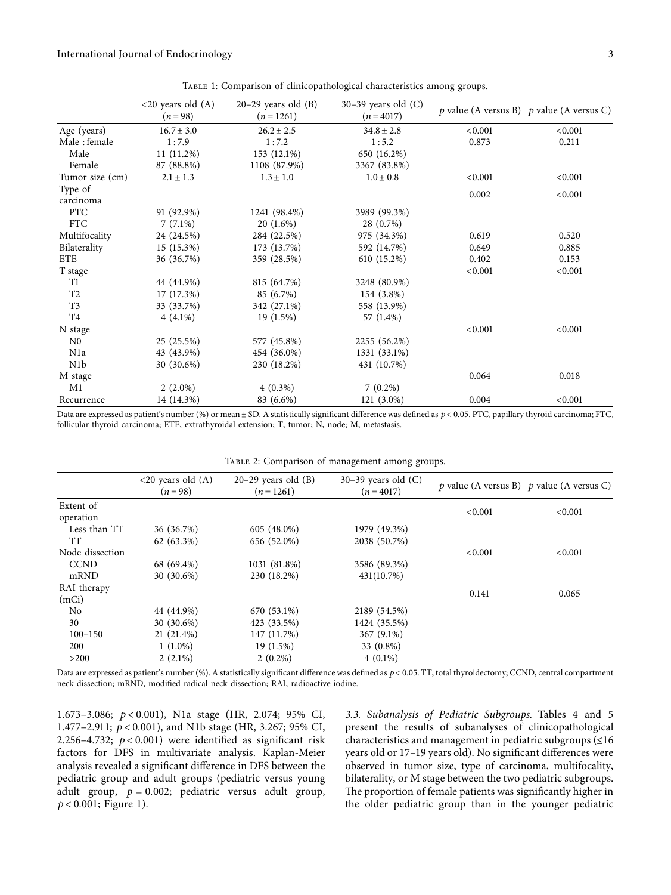Table 1: Comparison of clinicopathological characteristics among groups.

| | <20 years old (A) ($n = 98$) | 20–29 years old (B) ($n = 1261$) | 30–39 years old (C) ($n = 4017$) | $p$ value (A versus B) | $p$ value (A versus C) |
|---|---|---|---|---|---|
| Age (years) | $16.7 \pm 3.0$ | $26.2 \pm 2.5$ | $34.8 \pm 2.8$ | <0.001 | <0.001 |
| Male : female | 1 : 7.9 | 1 : 7.2 | 1 : 5.2 | 0.873 | 0.211 |
| Male | 11 (11.2%) | 153 (12.1%) | 650 (16.2%) | | |
| Female | 87 (88.8%) | 1108 (87.9%) | 3367 (83.8%) | | |
| Tumor size (cm) | $2.1 \pm 1.3$ | $1.3 \pm 1.0$ | $1.0 \pm 0.8$ | <0.001 | <0.001 |
| Type of carcinoma | | | | 0.002 | <0.001 |
| PTC | 91 (92.9%) | 1241 (98.4%) | 3989 (99.3%) | | |
| FTC | 7 (7.1%) | 20 (1.6%) | 28 (0.7%) | | |
| Multifocality | 24 (24.5%) | 284 (22.5%) | 975 (34.3%) | 0.619 | 0.520 |
| Bilaterality | 15 (15.3%) | 173 (13.7%) | 592 (14.7%) | 0.649 | 0.885 |
| ETE | 36 (36.7%) | 359 (28.5%) | 610 (15.2%) | 0.402 | 0.153 |
| T stage | | | | <0.001 | <0.001 |
| T1 | 44 (44.9%) | 815 (64.7%) | 3248 (80.9%) | | |
| T2 | 17 (17.3%) | 85 (6.7%) | 154 (3.8%) | | |
| T3 | 33 (33.7%) | 342 (27.1%) | 558 (13.9%) | | |
| T4 | 4 (4.1%) | 19 (1.5%) | 57 (1.4%) | | |
| N stage | | | | <0.001 | <0.001 |
| N0 | 25 (25.5%) | 577 (45.8%) | 2255 (56.2%) | | |
| N1a | 43 (43.9%) | 454 (36.0%) | 1331 (33.1%) | | |
| N1b | 30 (30.6%) | 230 (18.2%) | 431 (10.7%) | | |
| M stage | | | | 0.064 | 0.018 |
| M1 | 2 (2.0%) | 4 (0.3%) | 7 (0.2%) | | |
| Recurrence | 14 (14.3%) | 83 (6.6%) | 121 (3.0%) | 0.004 | <0.001 |

Data are expressed as patient's number (%) or mean ± SD. A statistically significant difference was defined as $p < 0.05$. PTC, papillary thyroid carcinoma; FTC, follicular thyroid carcinoma; ETE, extrathyroidal extension; T, tumor; N, node; M, metastasis.

Table 2: Comparison of management among groups.

| | <20 years old (A) ($n = 98$) | 20–29 years old (B) ($n = 1261$) | 30–39 years old (C) ($n = 4017$) | $p$ value (A versus B) | $p$ value (A versus C) |
|---|---|---|---|---|---|
| Extent of operation | | | | <0.001 | <0.001 |
| Less than TT | 36 (36.7%) | 605 (48.0%) | 1979 (49.3%) | | |
| TT | 62 (63.3%) | 656 (52.0%) | 2038 (50.7%) | | |
| Node dissection | | | | <0.001 | <0.001 |
| CCND | 68 (69.4%) | 1031 (81.8%) | 3586 (89.3%) | | |
| mRND | 30 (30.6%) | 230 (18.2%) | 431(10.7%) | | |
| RAI therapy (mCi) | | | | 0.141 | 0.065 |
| No | 44 (44.9%) | 670 (53.1%) | 2189 (54.5%) | | |
| 30 | 30 (30.6%) | 423 (33.5%) | 1424 (35.5%) | | |
| 100–150 | 21 (21.4%) | 147 (11.7%) | 367 (9.1%) | | |
| 200 | 1 (1.0%) | 19 (1.5%) | 33 (0.8%) | | |
| >200 | 2 (2.1%) | 2 (0.2%) | 4 (0.1%) | | |

Data are expressed as patient's number (%). A statistically significant difference was defined as $p < 0.05$. TT, total thyroidectomy; CCND, central compartment neck dissection; mRND, modified radical neck dissection; RAI, radioactive iodine.

1.673–3.086; $p < 0.001$), N1a stage (HR, 2.074; 95% CI, 1.477–2.911; $p < 0.001$), and N1b stage (HR, 3.267; 95% CI, 2.256–4.732; $p < 0.001$) were identified as significant risk factors for DFS in multivariate analysis. Kaplan-Meier analysis revealed a significant difference in DFS between the pediatric group and adult groups (pediatric versus young adult group, $p = 0.002$; pediatric versus adult group, $p < 0.001$; Figure 1).

*3.3. Subanalysis of Pediatric Subgroups.* Tables 4 and 5 present the results of subanalyses of clinicopathological characteristics and management in pediatric subgroups (≤16 years old or 17–19 years old). No significant differences were observed in tumor size, type of carcinoma, multifocality, bilaterality, or M stage between the two pediatric subgroups. The proportion of female patients was significantly higher in the older pediatric group than in the younger pediatric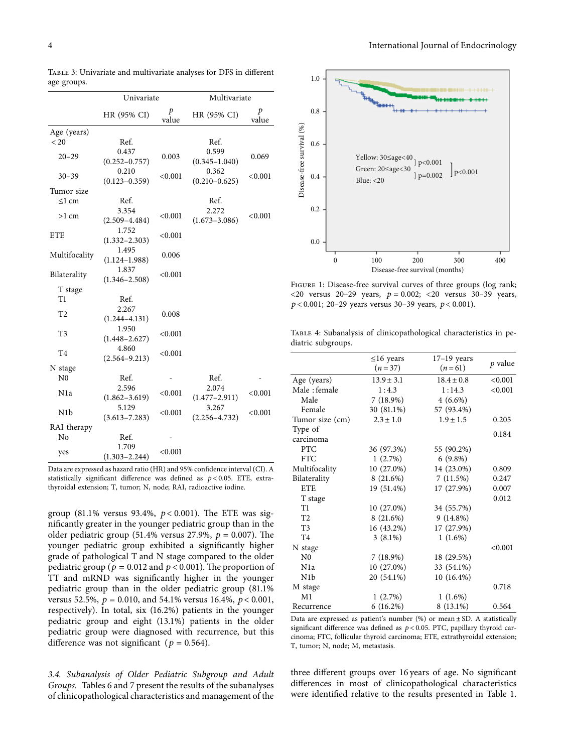Table 3: Univariate and multivariate analyses for DFS in different age groups.

| | Univariate | | Multivariate | |
|---|---|---|---|---|
| | HR (95% CI) | $p$ value | HR (95% CI) | $p$ value |
| Age (years) | | | | |
| < 20 | Ref. | | Ref. | |
| 20–29 | 0.437 (0.252–0.757) | 0.003 | 0.599 (0.345–1.040) | 0.069 |
| 30–39 | 0.210 (0.123–0.359) | <0.001 | 0.362 (0.210–0.625) | <0.001 |
| Tumor size | | | | |
| ≤1 cm | Ref. | | Ref. | |
| >1 cm | 3.354 (2.509–4.484) | <0.001 | 2.272 (1.673–3.086) | <0.001 |
| ETE | 1.752 (1.332–2.303) | <0.001 | | |
| Multifocality | 1.495 (1.124–1.988) | 0.006 | | |
| Bilaterality | 1.837 (1.346–2.508) | <0.001 | | |
| T stage | | | | |
| T1 | Ref. | | | |
| T2 | 2.267 (1.244–4.131) | 0.008 | | |
| T3 | 1.950 (1.448–2.627) | <0.001 | | |
| T4 | 4.860 (2.564–9.213) | <0.001 | | |
| N stage | | | | |
| N0 | Ref. | - | Ref. | - |
| N1a | 2.596 (1.862–3.619) | <0.001 | 2.074 (1.477–2.911) | <0.001 |
| N1b | 5.129 (3.613–7.283) | <0.001 | 3.267 (2.256–4.732) | <0.001 |
| RAI therapy | | | | |
| No | Ref. | - | | |
| yes | 1.709 (1.303–2.244) | <0.001 | | |

Data are expressed as hazard ratio (HR) and 95% confidence interval (CI). A statistically significant difference was defined as $p < 0.05$. ETE, extrathyroidal extension; T, tumor; N, node; RAI, radioactive iodine.

group (81.1% versus 93.4%, $p < 0.001$). The ETE was significantly greater in the younger pediatric group than in the older pediatric group (51.4% versus 27.9%, $p = 0.007$). The younger pediatric group exhibited a significantly higher grade of pathological T and N stage compared to the older pediatric group ($p = 0.012$ and $p < 0.001$). The proportion of TT and mRND was significantly higher in the younger pediatric group than in the older pediatric group (81.1% versus 52.5%, $p = 0.010$, and 54.1% versus 16.4%, $p < 0.001$, respectively). In total, six (16.2%) patients in the younger pediatric group and eight (13.1%) patients in the older pediatric group were diagnosed with recurrence, but this difference was not significant ($p = 0.564$).

*3.4. Subanalysis of Older Pediatric Subgroup and Adult Groups.* Tables 6 and 7 present the results of the subanalyses of clinicopathological characteristics and management of the three different groups over 16 years of age. No significant differences in most of clinicopathological characteristics were identified relative to the results presented in Table 1.

Figure 1: Disease-free survival curves of three groups (log rank; <20 versus 20–29 years, $p = 0.002$; <20 versus 30–39 years, $p < 0.001$; 20–29 years versus 30–39 years, $p < 0.001$).

Table 4: Subanalysis of clinicopathological characteristics in pediatric subgroups.

| | ≤16 years ($n = 37$) | 17–19 years ($n = 61$) | $p$ value |
|---|---|---|---|
| Age (years) | 13.9 ± 3.1 | 18.4 ± 0.8 | <0.001 |
| Male : female | 1 : 4.3 | 1 : 14.3 | <0.001 |
| Male | 7 (18.9%) | 4 (6.6%) | |
| Female | 30 (81.1%) | 57 (93.4%) | |
| Tumor size (cm) | 2.3 ± 1.0 | 1.9 ± 1.5 | 0.205 |
| Type of carcinoma | | | 0.184 |
| PTC | 36 (97.3%) | 55 (90.2%) | |
| FTC | 1 (2.7%) | 6 (9.8%) | |
| Multifocality | 10 (27.0%) | 14 (23.0%) | 0.809 |
| Bilaterality | 8 (21.6%) | 7 (11.5%) | 0.247 |
| ETE | 19 (51.4%) | 17 (27.9%) | 0.007 |
| T stage | | | 0.012 |
| T1 | 10 (27.0%) | 34 (55.7%) | |
| T2 | 8 (21.6%) | 9 (14.8%) | |
| T3 | 16 (43.2%) | 17 (27.9%) | |
| T4 | 3 (8.1%) | 1 (1.6%) | |
| N stage | | | <0.001 |
| N0 | 7 (18.9%) | 18 (29.5%) | |
| N1a | 10 (27.0%) | 33 (54.1%) | |
| N1b | 20 (54.1%) | 10 (16.4%) | |
| M stage | | | 0.718 |
| M1 | 1 (2.7%) | 1 (1.6%) | |
| Recurrence | 6 (16.2%) | 8 (13.1%) | 0.564 |

Data are expressed as patient's number (%) or mean ± SD. A statistically significant difference was defined as $p < 0.05$. PTC, papillary thyroid carcinoma; FTC, follicular thyroid carcinoma; ETE, extrathyroidal extension; T, tumor; N, node; M, metastasis.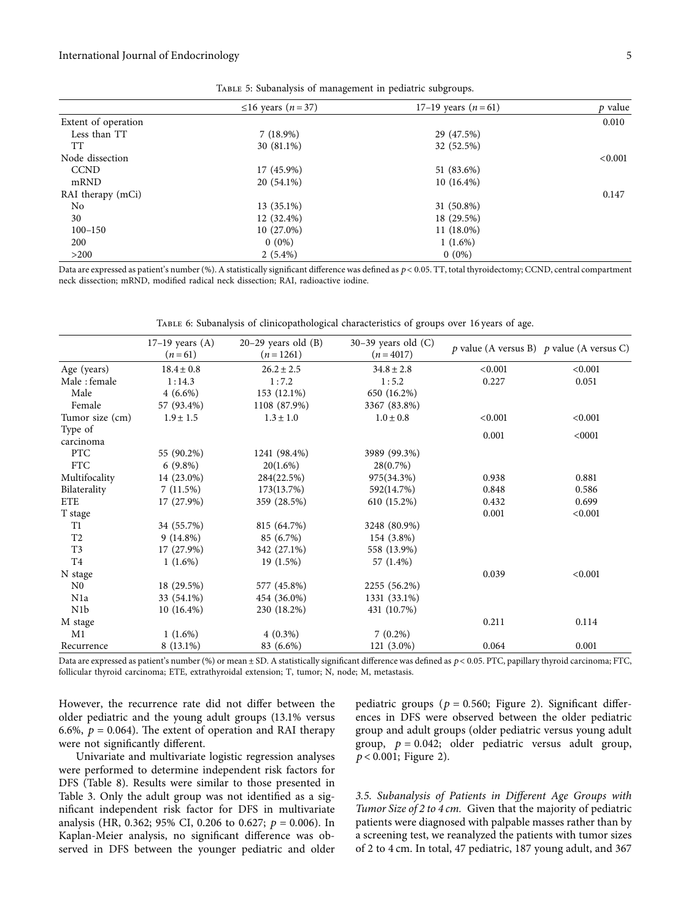Table 5: Subanalysis of management in pediatric subgroups.

| | ≤16 years ($n = 37$) | 17–19 years ($n = 61$) | $p$ value |
|---|---|---|---|
| Extent of operation | | | 0.010 |
| Less than TT | 7 (18.9%) | 29 (47.5%) | |
| TT | 30 (81.1%) | 32 (52.5%) | |
| Node dissection | | | <0.001 |
| CCND | 17 (45.9%) | 51 (83.6%) | |
| mRND | 20 (54.1%) | 10 (16.4%) | |
| RAI therapy (mCi) | | | 0.147 |
| No | 13 (35.1%) | 31 (50.8%) | |
| 30 | 12 (32.4%) | 18 (29.5%) | |
| 100–150 | 10 (27.0%) | 11 (18.0%) | |
| 200 | 0 (0%) | 1 (1.6%) | |
| >200 | 2 (5.4%) | 0 (0%) | |

Data are expressed as patient's number (%). A statistically significant difference was defined as $p < 0.05$. TT, total thyroidectomy; CCND, central compartment neck dissection; mRND, modified radical neck dissection; RAI, radioactive iodine.

Table 6: Subanalysis of clinicopathological characteristics of groups over 16 years of age.

| | 17–19 years (A) ($n = 61$) | 20–29 years old (B) ($n = 1261$) | 30–39 years old (C) ($n = 4017$) | $p$ value (A versus B) | $p$ value (A versus C) |
|---|---|---|---|---|---|
| Age (years) | 18.4 ± 0.8 | 26.2 ± 2.5 | 34.8 ± 2.8 | <0.001 | <0.001 |
| Male : female | 1 : 14.3 | 1 : 7.2 | 1 : 5.2 | 0.227 | 0.051 |
| Male | 4 (6.6%) | 153 (12.1%) | 650 (16.2%) | | |
| Female | 57 (93.4%) | 1108 (87.9%) | 3367 (83.8%) | | |
| Tumor size (cm) | 1.9 ± 1.5 | 1.3 ± 1.0 | 1.0 ± 0.8 | <0.001 | <0.001 |
| Type of carcinoma | | | | 0.001 | <0001 |
| PTC | 55 (90.2%) | 1241 (98.4%) | 3989 (99.3%) | | |
| FTC | 6 (9.8%) | 20(1.6%) | 28(0.7%) | | |
| Multifocality | 14 (23.0%) | 284(22.5%) | 975(34.3%) | 0.938 | 0.881 |
| Bilaterality | 7 (11.5%) | 173(13.7%) | 592(14.7%) | 0.848 | 0.586 |
| ETE | 17 (27.9%) | 359 (28.5%) | 610 (15.2%) | 0.432 | 0.699 |
| T stage | | | | 0.001 | <0.001 |
| T1 | 34 (55.7%) | 815 (64.7%) | 3248 (80.9%) | | |
| T2 | 9 (14.8%) | 85 (6.7%) | 154 (3.8%) | | |
| T3 | 17 (27.9%) | 342 (27.1%) | 558 (13.9%) | | |
| T4 | 1 (1.6%) | 19 (1.5%) | 57 (1.4%) | | |
| N stage | | | | 0.039 | <0.001 |
| N0 | 18 (29.5%) | 577 (45.8%) | 2255 (56.2%) | | |
| N1a | 33 (54.1%) | 454 (36.0%) | 1331 (33.1%) | | |
| N1b | 10 (16.4%) | 230 (18.2%) | 431 (10.7%) | | |
| M stage | | | | 0.211 | 0.114 |
| M1 | 1 (1.6%) | 4 (0.3%) | 7 (0.2%) | | |
| Recurrence | 8 (13.1%) | 83 (6.6%) | 121 (3.0%) | 0.064 | 0.001 |

Data are expressed as patient's number (%) or mean ± SD. A statistically significant difference was defined as $p < 0.05$. PTC, papillary thyroid carcinoma; FTC, follicular thyroid carcinoma; ETE, extrathyroidal extension; T, tumor; N, node; M, metastasis.

However, the recurrence rate did not differ between the older pediatric and the young adult groups (13.1% versus 6.6%, $p = 0.064$). The extent of operation and RAI therapy were not significantly different.

Univariate and multivariate logistic regression analyses were performed to determine independent risk factors for DFS (Table 8). Results were similar to those presented in Table 3. Only the adult group was not identified as a significant independent risk factor for DFS in multivariate analysis (HR, 0.362; 95% CI, 0.206 to 0.627; $p = 0.006$). In Kaplan-Meier analysis, no significant difference was observed in DFS between the younger pediatric and older pediatric groups ($p = 0.560$; Figure 2). Significant differences in DFS were observed between the older pediatric group and adult groups (older pediatric versus young adult group, $p = 0.042$; older pediatric versus adult group, $p < 0.001$; Figure 2).

### 3.5. Subanalysis of Patients in Different Age Groups with Tumor Size of 2 to 4 cm.

Given that the majority of pediatric patients were diagnosed with palpable masses rather than by a screening test, we reanalyzed the patients with tumor sizes of 2 to 4 cm. In total, 47 pediatric, 187 young adult, and 367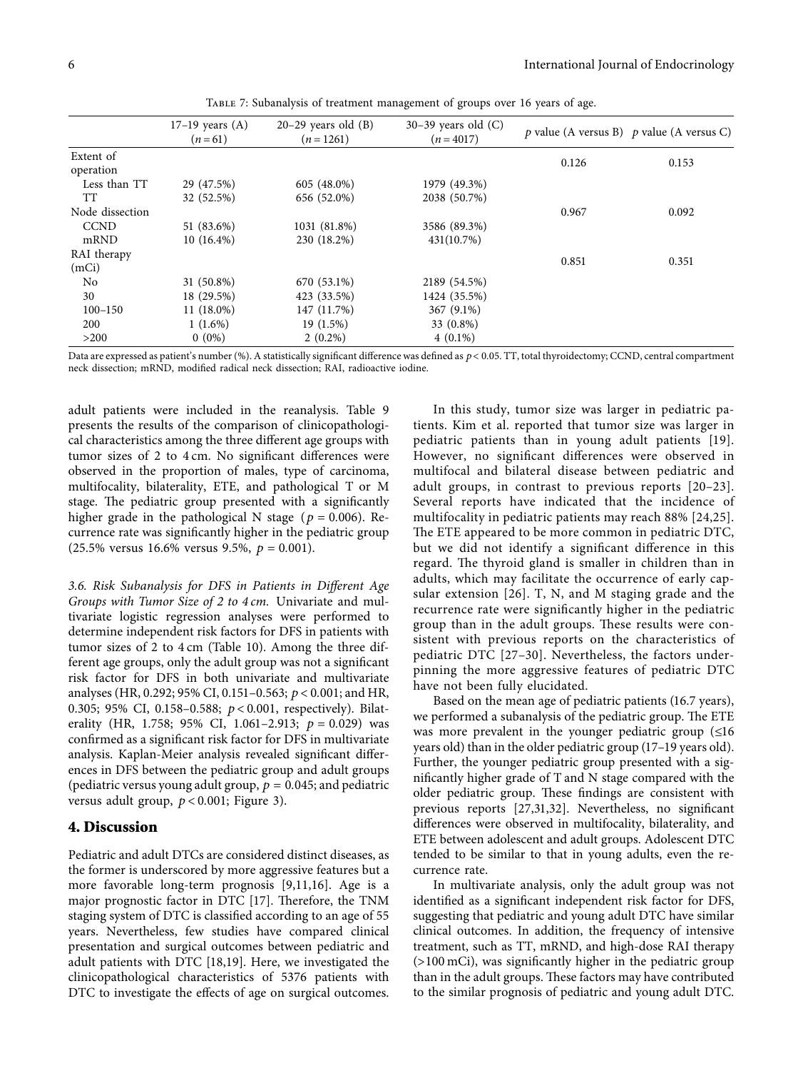Table 7: Subanalysis of treatment management of groups over 16 years of age.

| | 17–19 years (A) ($n = 61$) | 20–29 years old (B) ($n = 1261$) | 30–39 years old (C) ($n = 4017$) | $p$ value (A versus B) | $p$ value (A versus C) |
|---|---|---|---|---|---|
| Extent of operation | | | | 0.126 | 0.153 |
| Less than TT | 29 (47.5%) | 605 (48.0%) | 1979 (49.3%) | | |
| TT | 32 (52.5%) | 656 (52.0%) | 2038 (50.7%) | | |
| Node dissection | | | | 0.967 | 0.092 |
| CCND | 51 (83.6%) | 1031 (81.8%) | 3586 (89.3%) | | |
| mRND | 10 (16.4%) | 230 (18.2%) | 431(10.7%) | | |
| RAI therapy (mCi) | | | | 0.851 | 0.351 |
| No | 31 (50.8%) | 670 (53.1%) | 2189 (54.5%) | | |
| 30 | 18 (29.5%) | 423 (33.5%) | 1424 (35.5%) | | |
| 100–150 | 11 (18.0%) | 147 (11.7%) | 367 (9.1%) | | |
| 200 | 1 (1.6%) | 19 (1.5%) | 33 (0.8%) | | |
| >200 | 0 (0%) | 2 (0.2%) | 4 (0.1%) | | |

Data are expressed as patient's number (%). A statistically significant difference was defined as $p < 0.05$. TT, total thyroidectomy; CCND, central compartment neck dissection; mRND, modified radical neck dissection; RAI, radioactive iodine.

adult patients were included in the reanalysis. Table 9 presents the results of the comparison of clinicopathological characteristics among the three different age groups with tumor sizes of 2 to 4 cm. No significant differences were observed in the proportion of males, type of carcinoma, multifocality, bilaterality, ETE, and pathological T or M stage. The pediatric group presented with a significantly higher grade in the pathological N stage ($p = 0.006$). Recurrence rate was significantly higher in the pediatric group (25.5% versus 16.6% versus 9.5%, $p = 0.001$).

*3.6. Risk Subanalysis for DFS in Patients in Different Age Groups with Tumor Size of 2 to 4 cm.* Univariate and multivariate logistic regression analyses were performed to determine independent risk factors for DFS in patients with tumor sizes of 2 to 4 cm (Table 10). Among the three different age groups, only the adult group was not a significant risk factor for DFS in both univariate and multivariate analyses (HR, 0.292; 95% CI, 0.151–0.563; $p < 0.001$; and HR, 0.305; 95% CI, 0.158–0.588; $p < 0.001$, respectively). Bilaterality (HR, 1.758; 95% CI, 1.061–2.913; $p = 0.029$) was confirmed as a significant risk factor for DFS in multivariate analysis. Kaplan-Meier analysis revealed significant differences in DFS between the pediatric group and adult groups (pediatric versus young adult group, $p = 0.045$; and pediatric versus adult group, $p < 0.001$; Figure 3).

## 4. Discussion

Pediatric and adult DTCs are considered distinct diseases, as the former is underscored by more aggressive features but a more favorable long-term prognosis [9,11,16]. Age is a major prognostic factor in DTC [17]. Therefore, the TNM staging system of DTC is classified according to an age of 55 years. Nevertheless, few studies have compared clinical presentation and surgical outcomes between pediatric and adult patients with DTC [18,19]. Here, we investigated the clinicopathological characteristics of 5376 patients with DTC to investigate the effects of age on surgical outcomes.

In this study, tumor size was larger in pediatric patients. Kim et al. reported that tumor size was larger in pediatric patients than in young adult patients [19]. However, no significant differences were observed in multifocal and bilateral disease between pediatric and adult groups, in contrast to previous reports [20–23]. Several reports have indicated that the incidence of multifocality in pediatric patients may reach 88% [24,25]. The ETE appeared to be more common in pediatric DTC, but we did not identify a significant difference in this regard. The thyroid gland is smaller in children than in adults, which may facilitate the occurrence of early capsular extension [26]. T, N, and M staging grade and the recurrence rate were significantly higher in the pediatric group than in the adult groups. These results were consistent with previous reports on the characteristics of pediatric DTC [27–30]. Nevertheless, the factors underpinning the more aggressive features of pediatric DTC have not been fully elucidated.

Based on the mean age of pediatric patients (16.7 years), we performed a subanalysis of the pediatric group. The ETE was more prevalent in the younger pediatric group (≤16 years old) than in the older pediatric group (17–19 years old). Further, the younger pediatric group presented with a significantly higher grade of T and N stage compared with the older pediatric group. These findings are consistent with previous reports [27,31,32]. Nevertheless, no significant differences were observed in multifocality, bilaterality, and ETE between adolescent and adult groups. Adolescent DTC tended to be similar to that in young adults, even the recurrence rate.

In multivariate analysis, only the adult group was not identified as a significant independent risk factor for DFS, suggesting that pediatric and young adult DTC have similar clinical outcomes. In addition, the frequency of intensive treatment, such as TT, mRND, and high-dose RAI therapy (>100 mCi), was significantly higher in the pediatric group than in the adult groups. These factors may have contributed to the similar prognosis of pediatric and young adult DTC.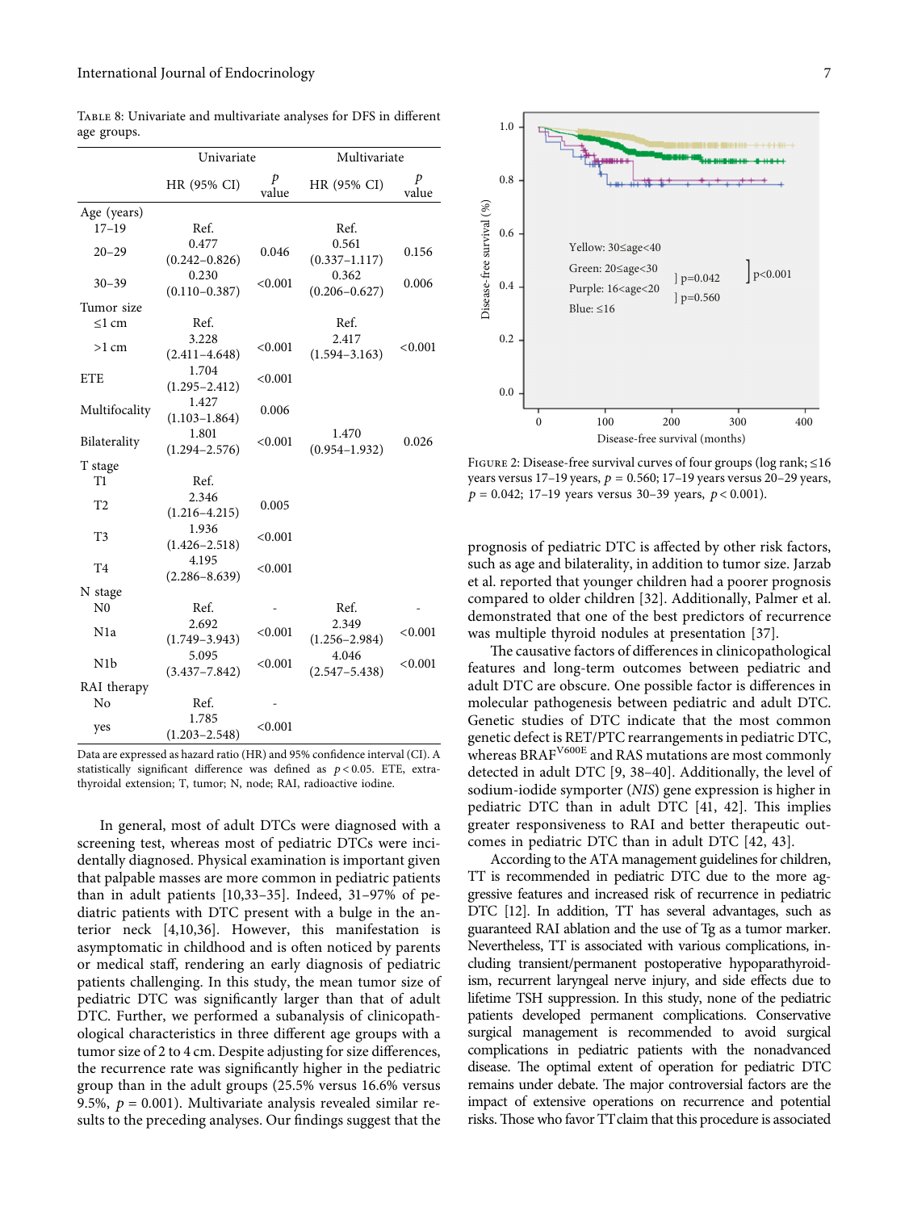Table 8: Univariate and multivariate analyses for DFS in different age groups.

| | Univariate | | Multivariate | |
|---|---|---|---|---|
| | HR (95% CI) | $p$ value | HR (95% CI) | $p$ value |
| Age (years) | | | | |
| 17–19 | Ref. | | Ref. | |
| 20–29 | 0.477 (0.242–0.826) | 0.046 | 0.561 (0.337–1.117) | 0.156 |
| 30–39 | 0.230 (0.110–0.387) | <0.001 | 0.362 (0.206–0.627) | 0.006 |
| Tumor size | | | | |
| ≤1 cm | Ref. | | Ref. | |
| >1 cm | 3.228 (2.411–4.648) | <0.001 | 2.417 (1.594–3.163) | <0.001 |
| ETE | 1.704 (1.295–2.412) | <0.001 | | |
| Multifocality | 1.427 (1.103–1.864) | 0.006 | | |
| Bilaterality | 1.801 (1.294–2.576) | <0.001 | 1.470 (0.954–1.932) | 0.026 |
| T stage | | | | |
| T1 | Ref. | | | |
| T2 | 2.346 (1.216–4.215) | 0.005 | | |
| T3 | 1.936 (1.426–2.518) | <0.001 | | |
| T4 | 4.195 (2.286–8.639) | <0.001 | | |
| N stage | | | | |
| N0 | Ref. | - | Ref. | - |
| N1a | 2.692 (1.749–3.943) | <0.001 | 2.349 (1.256–2.984) | <0.001 |
| N1b | 5.095 (3.437–7.842) | <0.001 | 4.046 (2.547–5.438) | <0.001 |
| RAI therapy | | | | |
| No | Ref. | - | | |
| yes | 1.785 (1.203–2.548) | <0.001 | | |

Data are expressed as hazard ratio (HR) and 95% confidence interval (CI). A statistically significant difference was defined as $p < 0.05$. ETE, extrathyroidal extension; T, tumor; N, node; RAI, radioactive iodine.

In general, most of adult DTCs were diagnosed with a screening test, whereas most of pediatric DTCs were incidentally diagnosed. Physical examination is important given that palpable masses are more common in pediatric patients than in adult patients [10,33–35]. Indeed, 31–97% of pediatric patients with DTC present with a bulge in the anterior neck [4,10,36]. However, this manifestation is asymptomatic in childhood and is often noticed by parents or medical staff, rendering an early diagnosis of pediatric patients challenging. In this study, the mean tumor size of pediatric DTC was significantly larger than that of adult DTC. Further, we performed a subanalysis of clinicopathological characteristics in three different age groups with a tumor size of 2 to 4 cm. Despite adjusting for size differences, the recurrence rate was significantly higher in the pediatric group than in the adult groups (25.5% versus 16.6% versus 9.5%, $p = 0.001$). Multivariate analysis revealed similar results to the preceding analyses. Our findings suggest that the

Figure 2: Disease-free survival curves of four groups (log rank; ≤16 years versus 17–19 years, $p = 0.560$; 17–19 years versus 20–29 years, $p = 0.042$; 17–19 years versus 30–39 years, $p < 0.001$).

prognosis of pediatric DTC is affected by other risk factors, such as age and bilaterality, in addition to tumor size. Jarzab et al. reported that younger children had a poorer prognosis compared to older children [32]. Additionally, Palmer et al. demonstrated that one of the best predictors of recurrence was multiple thyroid nodules at presentation [37].

The causative factors of differences in clinicopathological features and long-term outcomes between pediatric and adult DTC are obscure. One possible factor is differences in molecular pathogenesis between pediatric and adult DTC. Genetic studies of DTC indicate that the most common genetic defect is RET/PTC rearrangements in pediatric DTC, whereas BRAF$^{V600E}$ and RAS mutations are most commonly detected in adult DTC [9, 38–40]. Additionally, the level of sodium-iodide symporter (*NIS*) gene expression is higher in pediatric DTC than in adult DTC [41, 42]. This implies greater responsiveness to RAI and better therapeutic outcomes in pediatric DTC than in adult DTC [42, 43].

According to the ATA management guidelines for children, TT is recommended in pediatric DTC due to the more aggressive features and increased risk of recurrence in pediatric DTC [12]. In addition, TT has several advantages, such as guaranteed RAI ablation and the use of Tg as a tumor marker. Nevertheless, TT is associated with various complications, including transient/permanent postoperative hypoparathyroidism, recurrent laryngeal nerve injury, and side effects due to lifetime TSH suppression. In this study, none of the pediatric patients developed permanent complications. Conservative surgical management is recommended to avoid surgical complications in pediatric patients with the nonadvanced disease. The optimal extent of operation for pediatric DTC remains under debate. The major controversial factors are the impact of extensive operations on recurrence and potential risks. Those who favor TT claim that this procedure is associated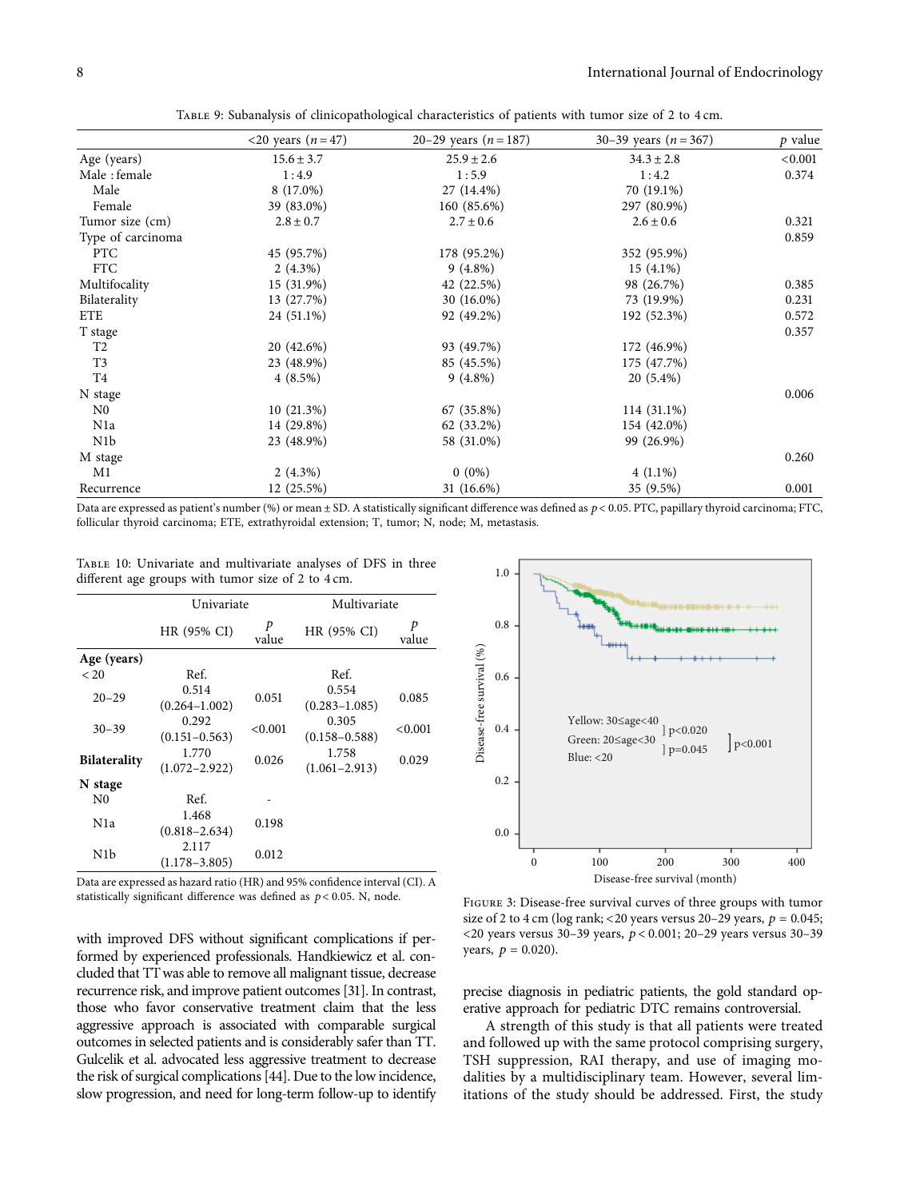Table 9: Subanalysis of clinicopathological characteristics of patients with tumor size of 2 to 4 cm.

| | <20 years ($n = 47$) | 20–29 years ($n = 187$) | 30–39 years ($n = 367$) | $p$ value |
|---|---|---|---|---|
| Age (years) | 15.6 ± 3.7 | 25.9 ± 2.6 | 34.3 ± 2.8 | <0.001 |
| Male : female | 1 : 4.9 | 1 : 5.9 | 1 : 4.2 | 0.374 |
| Male | 8 (17.0%) | 27 (14.4%) | 70 (19.1%) | |
| Female | 39 (83.0%) | 160 (85.6%) | 297 (80.9%) | |
| Tumor size (cm) | 2.8 ± 0.7 | 2.7 ± 0.6 | 2.6 ± 0.6 | 0.321 |
| Type of carcinoma | | | | 0.859 |
| PTC | 45 (95.7%) | 178 (95.2%) | 352 (95.9%) | |
| FTC | 2 (4.3%) | 9 (4.8%) | 15 (4.1%) | |
| Multifocality | 15 (31.9%) | 42 (22.5%) | 98 (26.7%) | 0.385 |
| Bilaterality | 13 (27.7%) | 30 (16.0%) | 73 (19.9%) | 0.231 |
| ETE | 24 (51.1%) | 92 (49.2%) | 192 (52.3%) | 0.572 |
| T stage | | | | 0.357 |
| T2 | 20 (42.6%) | 93 (49.7%) | 172 (46.9%) | |
| T3 | 23 (48.9%) | 85 (45.5%) | 175 (47.7%) | |
| T4 | 4 (8.5%) | 9 (4.8%) | 20 (5.4%) | |
| N stage | | | | 0.006 |
| N0 | 10 (21.3%) | 67 (35.8%) | 114 (31.1%) | |
| N1a | 14 (29.8%) | 62 (33.2%) | 154 (42.0%) | |
| N1b | 23 (48.9%) | 58 (31.0%) | 99 (26.9%) | |
| M stage | | | | 0.260 |
| M1 | 2 (4.3%) | 0 (0%) | 4 (1.1%) | |
| Recurrence | 12 (25.5%) | 31 (16.6%) | 35 (9.5%) | 0.001 |

Data are expressed as patient's number (%) or mean ± SD. A statistically significant difference was defined as $p < 0.05$. PTC, papillary thyroid carcinoma; FTC, follicular thyroid carcinoma; ETE, extrathyroidal extension; T, tumor; N, node; M, metastasis.

Table 10: Univariate and multivariate analyses of DFS in three different age groups with tumor size of 2 to 4 cm.

| | Univariate | | Multivariate | |
|---|---|---|---|---|
| | HR (95% CI) | $p$ value | HR (95% CI) | $p$ value |
| **Age (years)** | | | | |
| < 20 | Ref. | | Ref. | |
| 20–29 | 0.514 (0.264–1.002) | 0.051 | 0.554 (0.283–1.085) | 0.085 |
| 30–39 | 0.292 (0.151–0.563) | <0.001 | 0.305 (0.158–0.588) | <0.001 |
| **Bilaterality** | 1.770 (1.072–2.922) | 0.026 | 1.758 (1.061–2.913) | 0.029 |
| **N stage** | | | | |
| N0 | Ref. | - | | |
| N1a | 1.468 (0.818–2.634) | 0.198 | | |
| N1b | 2.117 (1.178–3.805) | 0.012 | | |

Data are expressed as hazard ratio (HR) and 95% confidence interval (CI). A statistically significant difference was defined as $p < 0.05$. N, node.

Figure 3: Disease-free survival curves of three groups with tumor size of 2 to 4 cm (log rank; <20 years versus 20–29 years, $p = 0.045$; <20 years versus 30–39 years, $p < 0.001$; 20–29 years versus 30–39 years, $p = 0.020$).

with improved DFS without significant complications if performed by experienced professionals. Handkiewicz et al. concluded that TT was able to remove all malignant tissue, decrease recurrence risk, and improve patient outcomes [31]. In contrast, those who favor conservative treatment claim that the less aggressive approach is associated with comparable surgical outcomes in selected patients and is considerably safer than TT. Gulcelik et al. advocated less aggressive treatment to decrease the risk of surgical complications [44]. Due to the low incidence, slow progression, and need for long-term follow-up to identify precise diagnosis in pediatric patients, the gold standard operative approach for pediatric DTC remains controversial.

A strength of this study is that all patients were treated and followed up with the same protocol comprising surgery, TSH suppression, RAI therapy, and use of imaging modalities by a multidisciplinary team. However, several limitations of the study should be addressed. First, the study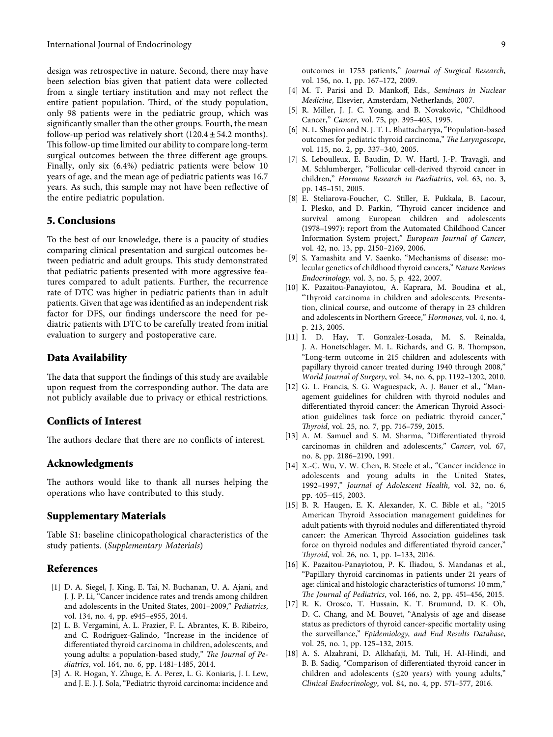design was retrospective in nature. Second, there may have been selection bias given that patient data were collected from a single tertiary institution and may not reflect the entire patient population. Third, of the study population, only 98 patients were in the pediatric group, which was significantly smaller than the other groups. Fourth, the mean follow-up period was relatively short ($120.4 \pm 54.2$ months). This follow-up time limited our ability to compare long-term surgical outcomes between the three different age groups. Finally, only six (6.4%) pediatric patients were below 10 years of age, and the mean age of pediatric patients was 16.7 years. As such, this sample may not have been reflective of the entire pediatric population.

## 5. Conclusions

To the best of our knowledge, there is a paucity of studies comparing clinical presentation and surgical outcomes between pediatric and adult groups. This study demonstrated that pediatric patients presented with more aggressive features compared to adult patients. Further, the recurrence rate of DTC was higher in pediatric patients than in adult patients. Given that age was identified as an independent risk factor for DFS, our findings underscore the need for pediatric patients with DTC to be carefully treated from initial evaluation to surgery and postoperative care.

## Data Availability

The data that support the findings of this study are available upon request from the corresponding author. The data are not publicly available due to privacy or ethical restrictions.

## Conflicts of Interest

The authors declare that there are no conflicts of interest.

## Acknowledgments

The authors would like to thank all nurses helping the operations who have contributed to this study.

## Supplementary Materials

Table S1: baseline clinicopathological characteristics of the study patients. (*Supplementary Materials*)

## References

[1] D. A. Siegel, J. King, E. Tai, N. Buchanan, U. A. Ajani, and J. J. P. Li, "Cancer incidence rates and trends among children and adolescents in the United States, 2001–2009," *Pediatrics*, vol. 134, no. 4, pp. e945–e955, 2014.

[2] L. B. Vergamini, A. L. Frazier, F. L. Abrantes, K. B. Ribeiro, and C. Rodriguez-Galindo, "Increase in the incidence of differentiated thyroid carcinoma in children, adolescents, and young adults: a population-based study," *The Journal of Pediatrics*, vol. 164, no. 6, pp. 1481–1485, 2014.

[3] A. R. Hogan, Y. Zhuge, E. A. Perez, L. G. Koniaris, J. I. Lew, and J. E. J. Sola, "Pediatric thyroid carcinoma: incidence and outcomes in 1753 patients," *Journal of Surgical Research*, vol. 156, no. 1, pp. 167–172, 2009.

[4] M. T. Parisi and D. Mankoff, Eds., *Seminars in Nuclear Medicine*, Elsevier, Amsterdam, Netherlands, 2007.

[5] R. Miller, J. J. C. Young, and B. Novakovic, "Childhood Cancer," *Cancer*, vol. 75, pp. 395–405, 1995.

[6] N. L. Shapiro and N. J. T. L. Bhattacharyya, "Population-based outcomes for pediatric thyroid carcinoma," *The Laryngoscope*, vol. 115, no. 2, pp. 337–340, 2005.

[7] S. Leboulleux, E. Baudin, D. W. Hartl, J.-P. Travagli, and M. Schlumberger, "Follicular cell-derived thyroid cancer in children," *Hormone Research in Paediatrics*, vol. 63, no. 3, pp. 145–151, 2005.

[8] E. Steliarova-Foucher, C. Stiller, E. Pukkala, B. Lacour, I. Plesko, and D. Parkin, "Thyroid cancer incidence and survival among European children and adolescents (1978–1997): report from the Automated Childhood Cancer Information System project," *European Journal of Cancer*, vol. 42, no. 13, pp. 2150–2169, 2006.

[9] S. Yamashita and V. Saenko, "Mechanisms of disease: molecular genetics of childhood thyroid cancers," *Nature Reviews Endocrinology*, vol. 3, no. 5, p. 422, 2007.

[10] K. Pazaitou-Panayiotou, A. Kaprara, M. Boudina et al., "Thyroid carcinoma in children and adolescents. Presentation, clinical course, and outcome of therapy in 23 children and adolescents in Northern Greece," *Hormones*, vol. 4, no. 4, p. 213, 2005.

[11] I. D. Hay, T. Gonzalez-Losada, M. S. Reinalda, J. A. Honetschlager, M. L. Richards, and G. B. Thompson, "Long-term outcome in 215 children and adolescents with papillary thyroid cancer treated during 1940 through 2008," *World Journal of Surgery*, vol. 34, no. 6, pp. 1192–1202, 2010.

[12] G. L. Francis, S. G. Waguespack, A. J. Bauer et al., "Management guidelines for children with thyroid nodules and differentiated thyroid cancer: the American Thyroid Association guidelines task force on pediatric thyroid cancer," *Thyroid*, vol. 25, no. 7, pp. 716–759, 2015.

[13] A. M. Samuel and S. M. Sharma, "Differentiated thyroid carcinomas in children and adolescents," *Cancer*, vol. 67, no. 8, pp. 2186–2190, 1991.

[14] X.-C. Wu, V. W. Chen, B. Steele et al., "Cancer incidence in adolescents and young adults in the United States, 1992–1997," *Journal of Adolescent Health*, vol. 32, no. 6, pp. 405–415, 2003.

[15] B. R. Haugen, E. K. Alexander, K. C. Bible et al., "2015 American Thyroid Association management guidelines for adult patients with thyroid nodules and differentiated thyroid cancer: the American Thyroid Association guidelines task force on thyroid nodules and differentiated thyroid cancer," *Thyroid*, vol. 26, no. 1, pp. 1–133, 2016.

[16] K. Pazaitou-Panayiotou, P. K. Iliadou, S. Mandanas et al., "Papillary thyroid carcinomas in patients under 21 years of age: clinical and histologic characteristics of tumors≤ 10 mm," *The Journal of Pediatrics*, vol. 166, no. 2, pp. 451–456, 2015.

[17] R. K. Orosco, T. Hussain, K. T. Brumund, D. K. Oh, D. C. Chang, and M. Bouvet, "Analysis of age and disease status as predictors of thyroid cancer-specific mortality using the surveillance," *Epidemiology, and End Results Database*, vol. 25, no. 1, pp. 125–132, 2015.

[18] A. S. Alzahrani, D. Alkhafaji, M. Tuli, H. Al-Hindi, and B. B. Sadiq, "Comparison of differentiated thyroid cancer in children and adolescents (≤20 years) with young adults," *Clinical Endocrinology*, vol. 84, no. 4, pp. 571–577, 2016.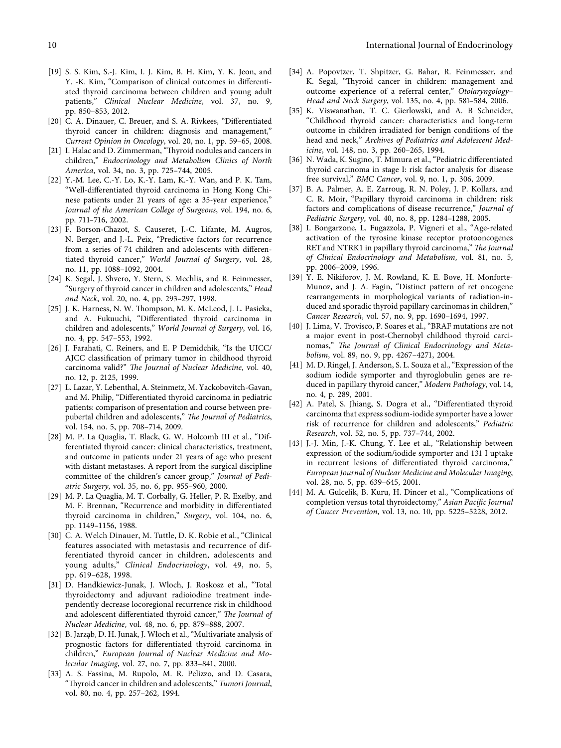[19] S. S. Kim, S.-J. Kim, I. J. Kim, B. H. Kim, Y. K. Jeon, and Y. -K. Kim, "Comparison of clinical outcomes in differentiated thyroid carcinoma between children and young adult patients," *Clinical Nuclear Medicine*, vol. 37, no. 9, pp. 850–853, 2012.

[20] C. A. Dinauer, C. Breuer, and S. A. Rivkees, "Differentiated thyroid cancer in children: diagnosis and management," *Current Opinion in Oncology*, vol. 20, no. 1, pp. 59–65, 2008.

[21] I. Halac and D. Zimmerman, "Thyroid nodules and cancers in children," *Endocrinology and Metabolism Clinics of North America*, vol. 34, no. 3, pp. 725–744, 2005.

[22] Y.-M. Lee, C.-Y. Lo, K.-Y. Lam, K.-Y. Wan, and P. K. Tam, "Well-differentiated thyroid carcinoma in Hong Kong Chinese patients under 21 years of age: a 35-year experience," *Journal of the American College of Surgeons*, vol. 194, no. 6, pp. 711–716, 2002.

[23] F. Borson-Chazot, S. Causeret, J.-C. Lifante, M. Augros, N. Berger, and J.-L. Peix, "Predictive factors for recurrence from a series of 74 children and adolescents with differentiated thyroid cancer," *World Journal of Surgery*, vol. 28, no. 11, pp. 1088–1092, 2004.

[24] K. Segal, J. Shvero, Y. Stern, S. Mechlis, and R. Feinmesser, "Surgery of thyroid cancer in children and adolescents," *Head and Neck*, vol. 20, no. 4, pp. 293–297, 1998.

[25] J. K. Harness, N. W. Thompson, M. K. McLeod, J. L. Pasieka, and A. Fukuuchi, "Differentiated thyroid carcinoma in children and adolescents," *World Journal of Surgery*, vol. 16, no. 4, pp. 547–553, 1992.

[26] J. Farahati, C. Reiners, and E. P Demidchik, "Is the UICC/AJCC classification of primary tumor in childhood thyroid carcinoma valid?" *The Journal of Nuclear Medicine*, vol. 40, no. 12, p. 2125, 1999.

[27] L. Lazar, Y. Lebenthal, A. Steinmetz, M. Yackobovitch-Gavan, and M. Philip, "Differentiated thyroid carcinoma in pediatric patients: comparison of presentation and course between prepubertal children and adolescents," *The Journal of Pediatrics*, vol. 154, no. 5, pp. 708–714, 2009.

[28] M. P. La Quaglia, T. Black, G. W. Holcomb III et al., "Differentiated thyroid cancer: clinical characteristics, treatment, and outcome in patients under 21 years of age who present with distant metastases. A report from the surgical discipline committee of the children's cancer group," *Journal of Pediatric Surgery*, vol. 35, no. 6, pp. 955–960, 2000.

[29] M. P. La Quaglia, M. T. Corbally, G. Heller, P. R. Exelby, and M. F. Brennan, "Recurrence and morbidity in differentiated thyroid carcinoma in children," *Surgery*, vol. 104, no. 6, pp. 1149–1156, 1988.

[30] C. A. Welch Dinauer, M. Tuttle, D. K. Robie et al., "Clinical features associated with metastasis and recurrence of differentiated thyroid cancer in children, adolescents and young adults," *Clinical Endocrinology*, vol. 49, no. 5, pp. 619–628, 1998.

[31] D. Handkiewicz-Junak, J. Wloch, J. Roskosz et al., "Total thyroidectomy and adjuvant radioiodine treatment independently decrease locoregional recurrence risk in childhood and adolescent differentiated thyroid cancer," *The Journal of Nuclear Medicine*, vol. 48, no. 6, pp. 879–888, 2007.

[32] B. Jarząb, D. H. Junak, J. Włoch et al., "Multivariate analysis of prognostic factors for differentiated thyroid carcinoma in children," *European Journal of Nuclear Medicine and Molecular Imaging*, vol. 27, no. 7, pp. 833–841, 2000.

[33] A. S. Fassina, M. Rupolo, M. R. Pelizzo, and D. Casara, "Thyroid cancer in children and adolescents," *Tumori Journal*, vol. 80, no. 4, pp. 257–262, 1994.

[34] A. Popovtzer, T. Shpitzer, G. Bahar, R. Feinmesser, and K. Segal, "Thyroid cancer in children: management and outcome experience of a referral center," *Otolaryngology–Head and Neck Surgery*, vol. 135, no. 4, pp. 581–584, 2006.

[35] K. Viswanathan, T. C. Gierlowski, and A. B Schneider, "Childhood thyroid cancer: characteristics and long-term outcome in children irradiated for benign conditions of the head and neck," *Archives of Pediatrics and Adolescent Medicine*, vol. 148, no. 3, pp. 260–265, 1994.

[36] N. Wada, K. Sugino, T. Mimura et al., "Pediatric differentiated thyroid carcinoma in stage I: risk factor analysis for disease free survival," *BMC Cancer*, vol. 9, no. 1, p. 306, 2009.

[37] B. A. Palmer, A. E. Zarroug, R. N. Poley, J. P. Kollars, and C. R. Moir, "Papillary thyroid carcinoma in children: risk factors and complications of disease recurrence," *Journal of Pediatric Surgery*, vol. 40, no. 8, pp. 1284–1288, 2005.

[38] I. Bongarzone, L. Fugazzola, P. Vigneri et al., "Age-related activation of the tyrosine kinase receptor protooncogenes RET and NTRK1 in papillary thyroid carcinoma," *The Journal of Clinical Endocrinology and Metabolism*, vol. 81, no. 5, pp. 2006–2009, 1996.

[39] Y. E. Nikiforov, J. M. Rowland, K. E. Bove, H. Monforte-Munoz, and J. A. Fagin, "Distinct pattern of ret oncogene rearrangements in morphological variants of radiation-induced and sporadic thyroid papillary carcinomas in children," *Cancer Research*, vol. 57, no. 9, pp. 1690–1694, 1997.

[40] J. Lima, V. Trovisco, P. Soares et al., "BRAF mutations are not a major event in post-Chernobyl childhood thyroid carcinomas," *The Journal of Clinical Endocrinology and Metabolism*, vol. 89, no. 9, pp. 4267–4271, 2004.

[41] M. D. Ringel, J. Anderson, S. L. Souza et al., "Expression of the sodium iodide symporter and thyroglobulin genes are reduced in papillary thyroid cancer," *Modern Pathology*, vol. 14, no. 4, p. 289, 2001.

[42] A. Patel, S. Jhiang, S. Dogra et al., "Differentiated thyroid carcinoma that express sodium-iodide symporter have a lower risk of recurrence for children and adolescents," *Pediatric Research*, vol. 52, no. 5, pp. 737–744, 2002.

[43] J.-J. Min, J.-K. Chung, Y. Lee et al., "Relationship between expression of the sodium/iodide symporter and 131 I uptake in recurrent lesions of differentiated thyroid carcinoma," *European Journal of Nuclear Medicine and Molecular Imaging*, vol. 28, no. 5, pp. 639–645, 2001.

[44] M. A. Gulcelik, B. Kuru, H. Dincer et al., "Complications of completion versus total thyroidectomy," *Asian Pacific Journal of Cancer Prevention*, vol. 13, no. 10, pp. 5225–5228, 2012.